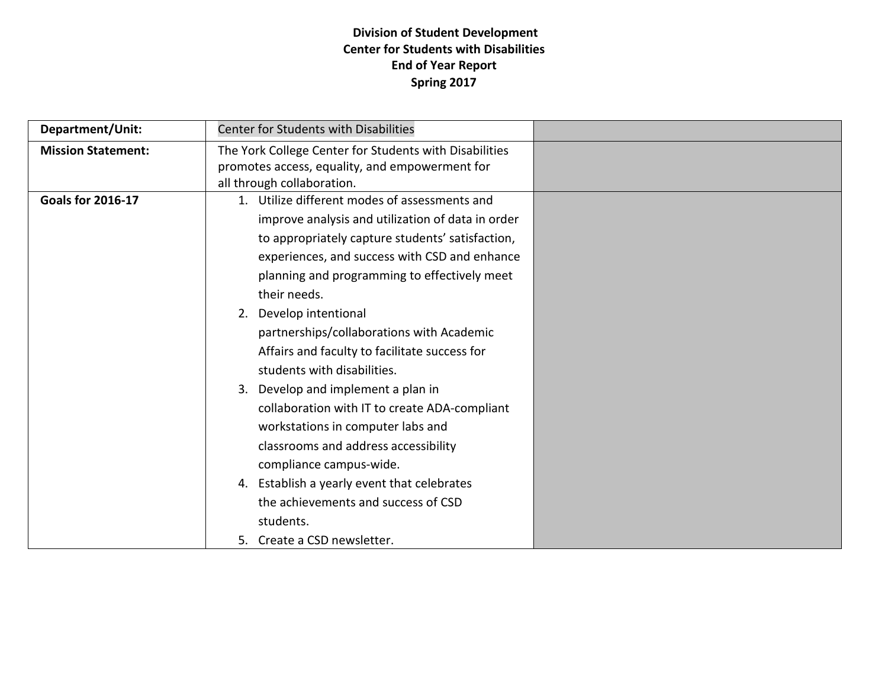**Division of Student Development**
**Center for Students with Disabilities**
**End of Year Report**
**Spring 2017**

| **Department/Unit:** | Center for Students with Disabilities | |
|---|---|---|
| **Mission Statement:** | The York College Center for Students with Disabilities promotes access, equality, and empowerment for all through collaboration. | |
| **Goals for 2016-17** | 1. Utilize different modes of assessments and improve analysis and utilization of data in order to appropriately capture students' satisfaction, experiences, and success with CSD and enhance planning and programming to effectively meet their needs.<br>2. Develop intentional partnerships/collaborations with Academic Affairs and faculty to facilitate success for students with disabilities.<br>3. Develop and implement a plan in collaboration with IT to create ADA-compliant workstations in computer labs and classrooms and address accessibility compliance campus-wide.<br>4. Establish a yearly event that celebrates the achievements and success of CSD students.<br>5. Create a CSD newsletter. | |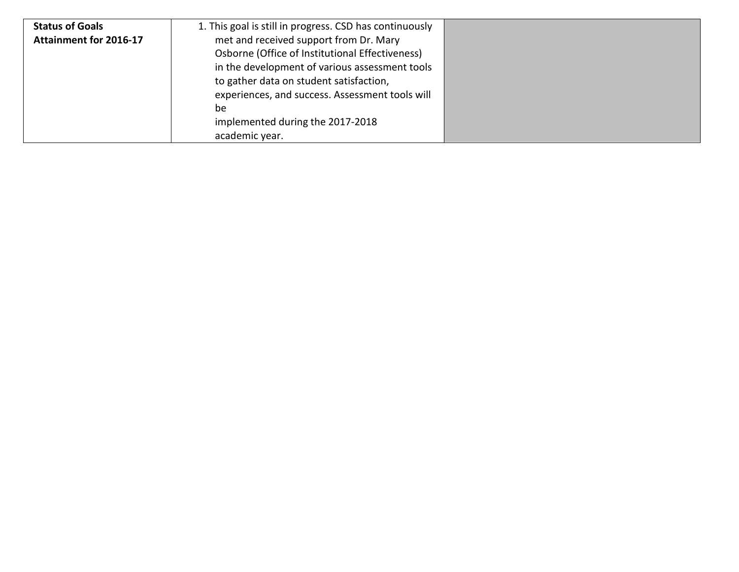| **Status of Goals Attainment for 2016-17** | 1. This goal is still in progress. CSD has continuously met and received support from Dr. Mary Osborne (Office of Institutional Effectiveness) in the development of various assessment tools to gather data on student satisfaction, experiences, and success. Assessment tools will be implemented during the 2017-2018 academic year. | |
|---|---|---|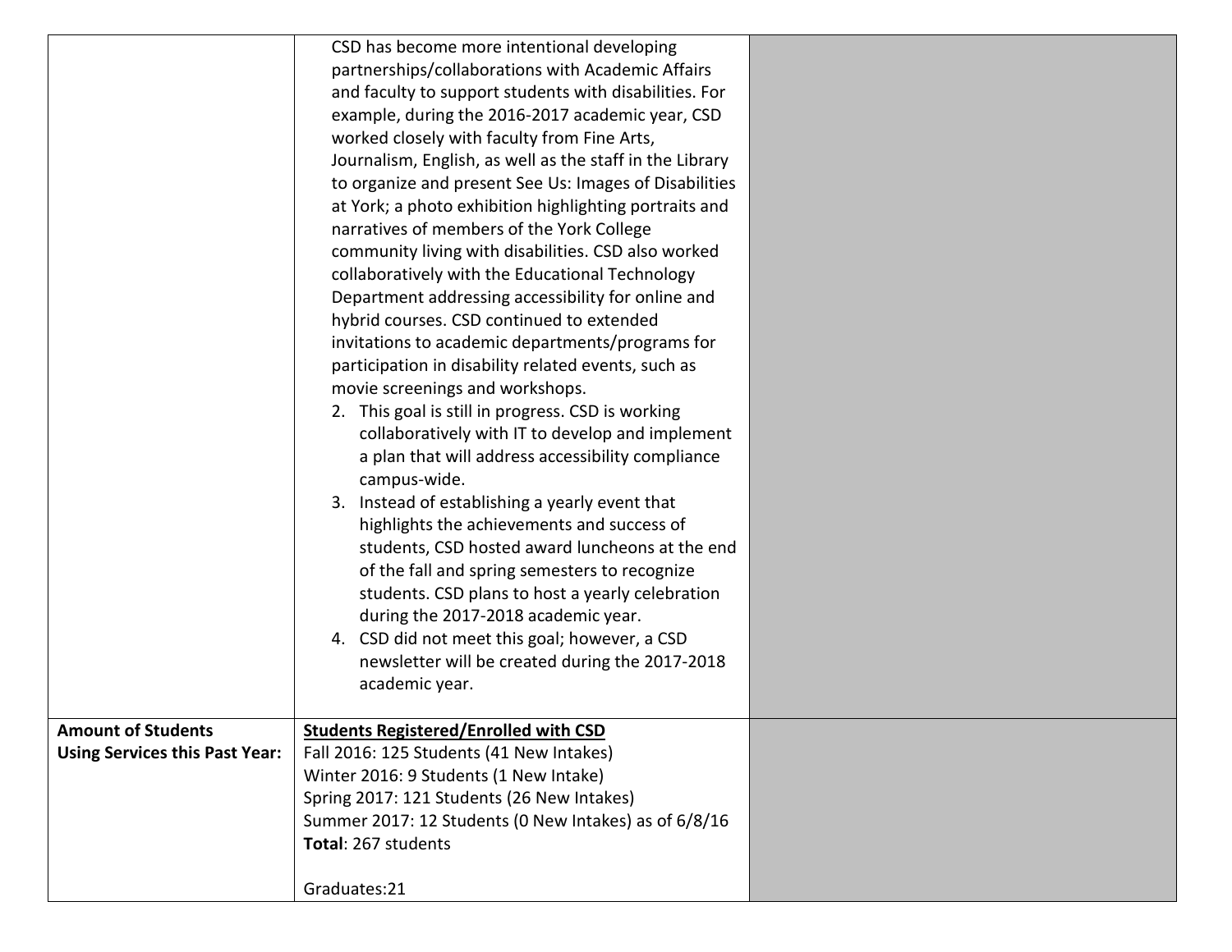| | | |
|---|---|---|
| | CSD has become more intentional developing partnerships/collaborations with Academic Affairs and faculty to support students with disabilities. For example, during the 2016-2017 academic year, CSD worked closely with faculty from Fine Arts, Journalism, English, as well as the staff in the Library to organize and present See Us: Images of Disabilities at York; a photo exhibition highlighting portraits and narratives of members of the York College community living with disabilities. CSD also worked collaboratively with the Educational Technology Department addressing accessibility for online and hybrid courses. CSD continued to extended invitations to academic departments/programs for participation in disability related events, such as movie screenings and workshops.<br>2. This goal is still in progress. CSD is working collaboratively with IT to develop and implement a plan that will address accessibility compliance campus-wide.<br>3. Instead of establishing a yearly event that highlights the achievements and success of students, CSD hosted award luncheons at the end of the fall and spring semesters to recognize students. CSD plans to host a yearly celebration during the 2017-2018 academic year.<br>4. CSD did not meet this goal; however, a CSD newsletter will be created during the 2017-2018 academic year. | |
| **Amount of Students Using Services this Past Year:** | **Students Registered/Enrolled with CSD**<br>Fall 2016: 125 Students (41 New Intakes)<br>Winter 2016: 9 Students (1 New Intake)<br>Spring 2017: 121 Students (26 New Intakes)<br>Summer 2017: 12 Students (0 New Intakes) as of 6/8/16<br>**Total**: 267 students<br><br>Graduates:21 | |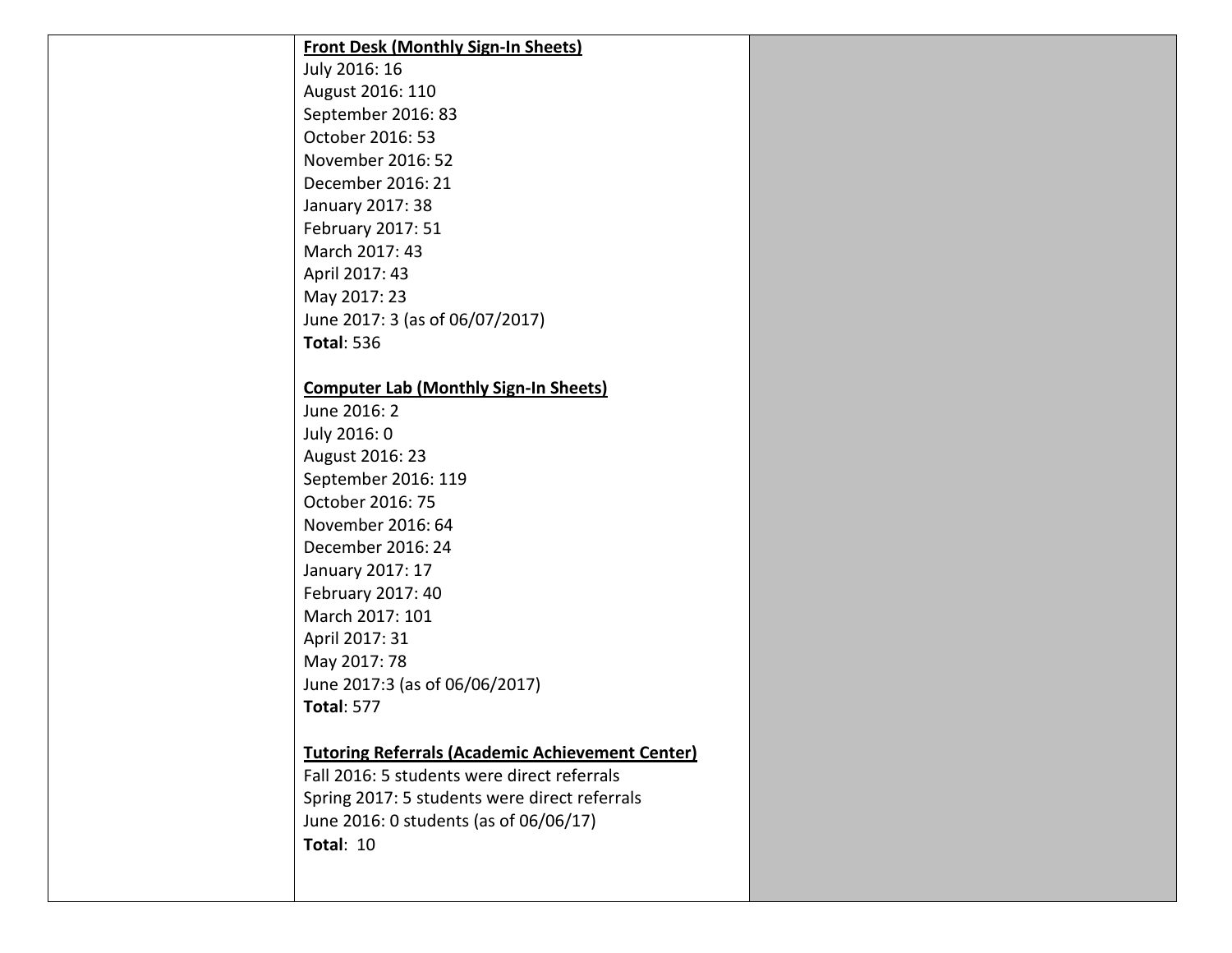| | | |
|---|---|---|
| | **Front Desk (Monthly Sign-In Sheets)**<br>July 2016: 16<br>August 2016: 110<br>September 2016: 83<br>October 2016: 53<br>November 2016: 52<br>December 2016: 21<br>January 2017: 38<br>February 2017: 51<br>March 2017: 43<br>April 2017: 43<br>May 2017: 23<br>June 2017: 3 (as of 06/07/2017)<br>**Total**: 536<br><br>**Computer Lab (Monthly Sign-In Sheets)**<br>June 2016: 2<br>July 2016: 0<br>August 2016: 23<br>September 2016: 119<br>October 2016: 75<br>November 2016: 64<br>December 2016: 24<br>January 2017: 17<br>February 2017: 40<br>March 2017: 101<br>April 2017: 31<br>May 2017: 78<br>June 2017:3 (as of 06/06/2017)<br>**Total**: 577<br><br>**Tutoring Referrals (Academic Achievement Center)**<br>Fall 2016: 5 students were direct referrals<br>Spring 2017: 5 students were direct referrals<br>June 2016: 0 students (as of 06/06/17)<br>**Total**: 10 | |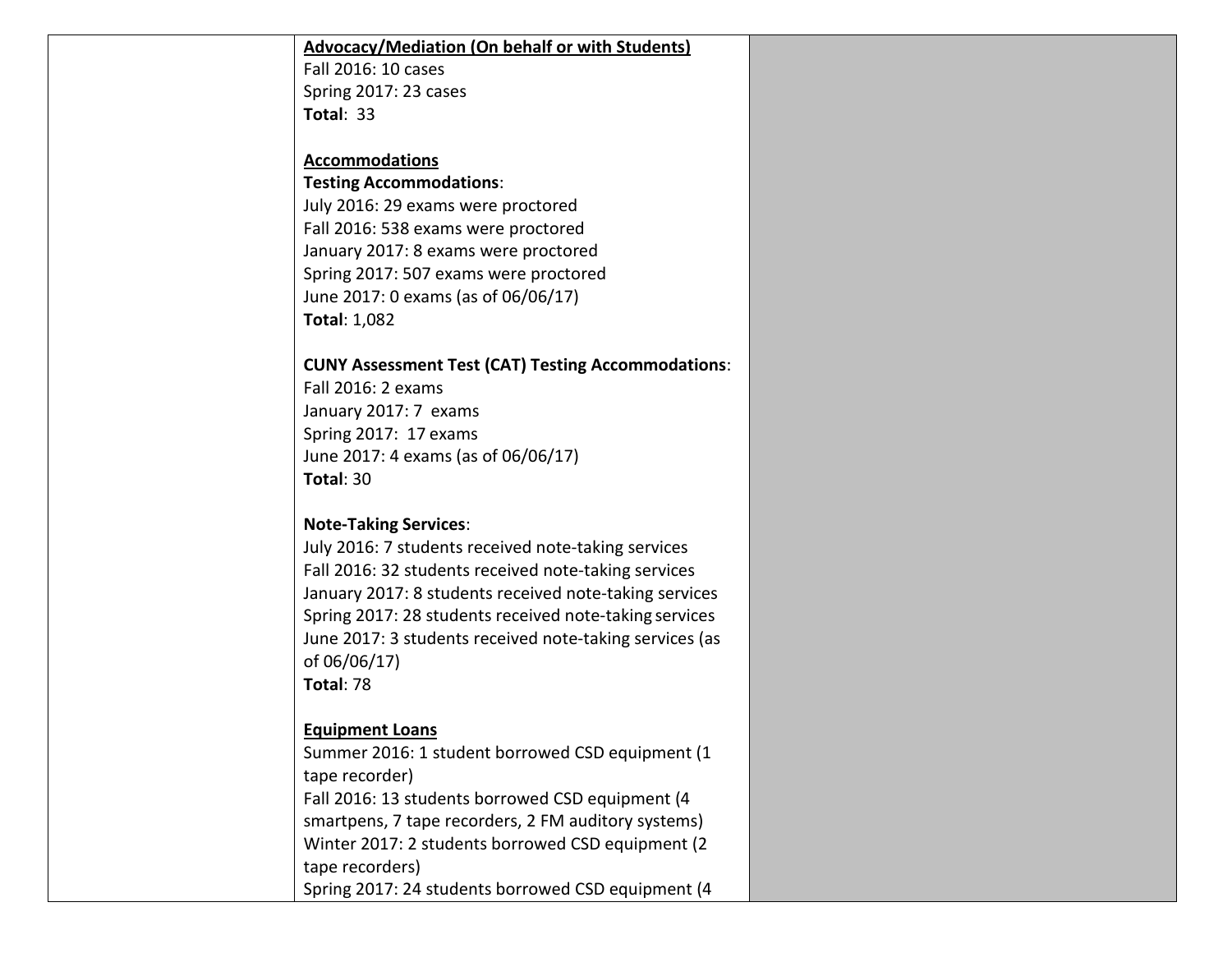| | | |
|---|---|---|
| | **Advocacy/Mediation (On behalf or with Students)**<br>Fall 2016: 10 cases<br>Spring 2017: 23 cases<br>**Total**: 33<br><br>**Accommodations**<br>**Testing Accommodations**:<br>July 2016: 29 exams were proctored<br>Fall 2016: 538 exams were proctored<br>January 2017: 8 exams were proctored<br>Spring 2017: 507 exams were proctored<br>June 2017: 0 exams (as of 06/06/17)<br>**Total**: 1,082<br><br>**CUNY Assessment Test (CAT) Testing Accommodations**:<br>Fall 2016: 2 exams<br>January 2017: 7 exams<br>Spring 2017: 17 exams<br>June 2017: 4 exams (as of 06/06/17)<br>**Total**: 30<br><br>**Note-Taking Services**:<br>July 2016: 7 students received note-taking services<br>Fall 2016: 32 students received note-taking services<br>January 2017: 8 students received note-taking services<br>Spring 2017: 28 students received note-taking services<br>June 2017: 3 students received note-taking services (as of 06/06/17)<br>**Total**: 78<br><br>**Equipment Loans**<br>Summer 2016: 1 student borrowed CSD equipment (1 tape recorder)<br>Fall 2016: 13 students borrowed CSD equipment (4 smartpens, 7 tape recorders, 2 FM auditory systems)<br>Winter 2017: 2 students borrowed CSD equipment (2 tape recorders)<br>Spring 2017: 24 students borrowed CSD equipment (4 | |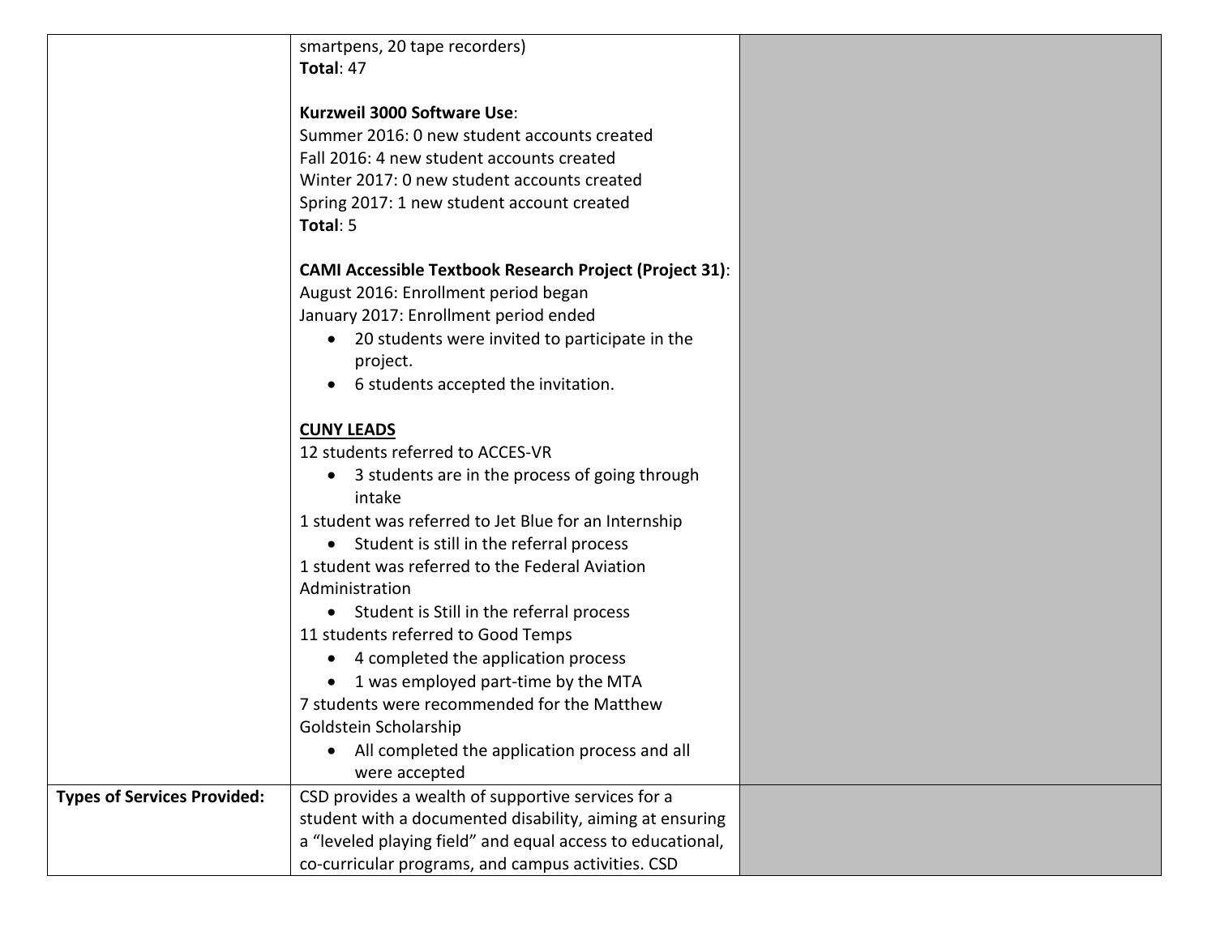| | | |
|---|---|---|
| | smartpens, 20 tape recorders)<br>**Total**: 47<br><br>**Kurzweil 3000 Software Use**:<br>Summer 2016: 0 new student accounts created<br>Fall 2016: 4 new student accounts created<br>Winter 2017: 0 new student accounts created<br>Spring 2017: 1 new student account created<br>**Total**: 5<br><br>**CAMI Accessible Textbook Research Project (Project 31)**:<br>August 2016: Enrollment period began<br>January 2017: Enrollment period ended<br>• 20 students were invited to participate in the project.<br>• 6 students accepted the invitation.<br><br>**CUNY LEADS**<br>12 students referred to ACCES-VR<br>• 3 students are in the process of going through intake<br>1 student was referred to Jet Blue for an Internship<br>• Student is still in the referral process<br>1 student was referred to the Federal Aviation Administration<br>• Student is Still in the referral process<br>11 students referred to Good Temps<br>• 4 completed the application process<br>• 1 was employed part-time by the MTA<br>7 students were recommended for the Matthew Goldstein Scholarship<br>• All completed the application process and all were accepted | |
| **Types of Services Provided:** | CSD provides a wealth of supportive services for a student with a documented disability, aiming at ensuring a "leveled playing field" and equal access to educational, co-curricular programs, and campus activities. CSD | |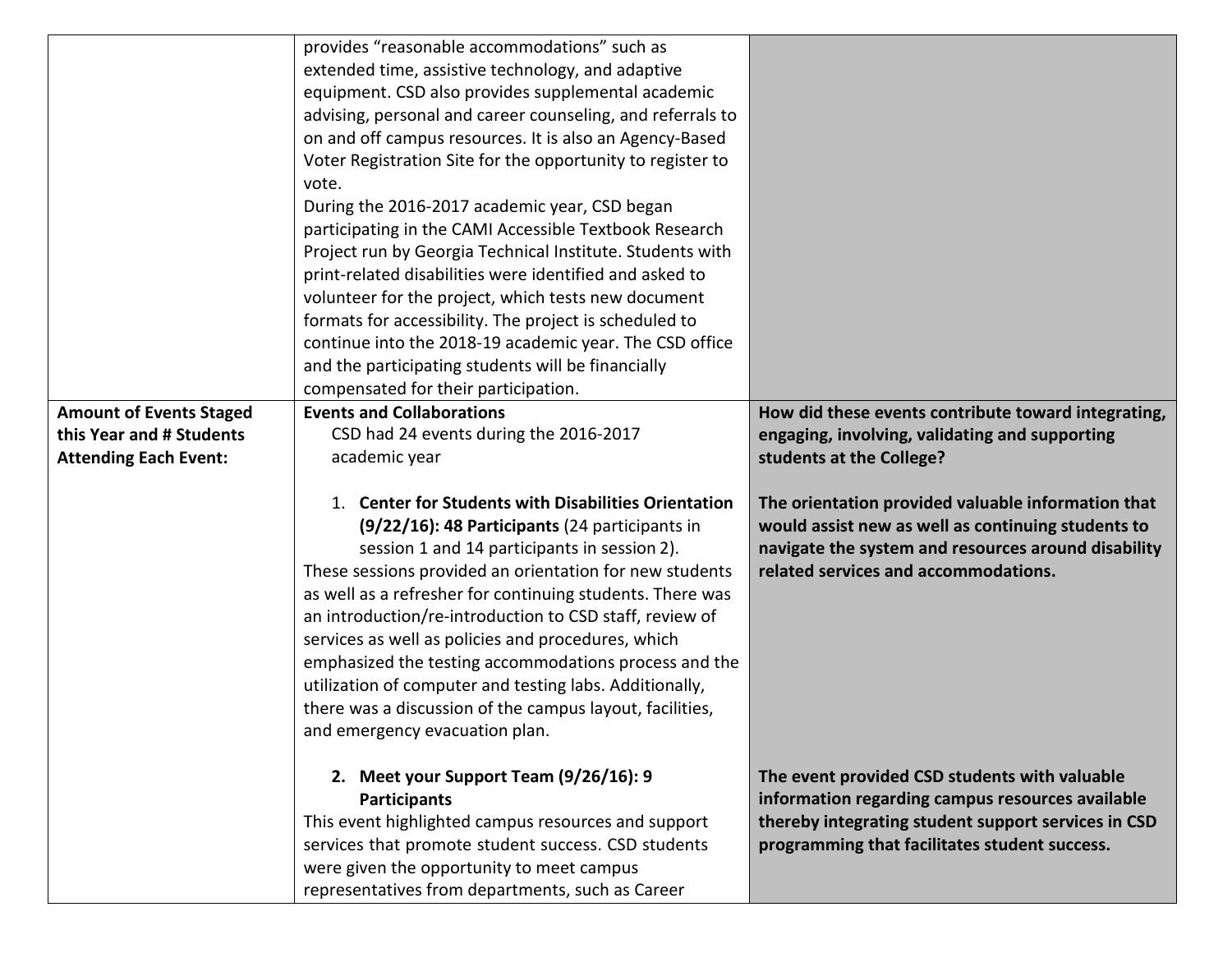| | | |
|---|---|---|
| | provides "reasonable accommodations" such as extended time, assistive technology, and adaptive equipment. CSD also provides supplemental academic advising, personal and career counseling, and referrals to on and off campus resources. It is also an Agency-Based Voter Registration Site for the opportunity to register to vote.<br>During the 2016-2017 academic year, CSD began participating in the CAMI Accessible Textbook Research Project run by Georgia Technical Institute. Students with print-related disabilities were identified and asked to volunteer for the project, which tests new document formats for accessibility. The project is scheduled to continue into the 2018-19 academic year. The CSD office and the participating students will be financially compensated for their participation. | |
| **Amount of Events Staged this Year and # Students Attending Each Event:** | **Events and Collaborations**<br>CSD had 24 events during the 2016-2017 academic year<br><br>1. **Center for Students with Disabilities Orientation (9/22/16): 48 Participants** (24 participants in session 1 and 14 participants in session 2).<br>These sessions provided an orientation for new students as well as a refresher for continuing students. There was an introduction/re-introduction to CSD staff, review of services as well as policies and procedures, which emphasized the testing accommodations process and the utilization of computer and testing labs. Additionally, there was a discussion of the campus layout, facilities, and emergency evacuation plan.<br><br>2. **Meet your Support Team (9/26/16): 9 Participants**<br>This event highlighted campus resources and support services that promote student success. CSD students were given the opportunity to meet campus representatives from departments, such as Career | **How did these events contribute toward integrating, engaging, involving, validating and supporting students at the College?**<br><br>**The orientation provided valuable information that would assist new as well as continuing students to navigate the system and resources around disability related services and accommodations.**<br><br>**The event provided CSD students with valuable information regarding campus resources available thereby integrating student support services in CSD programming that facilitates student success.** |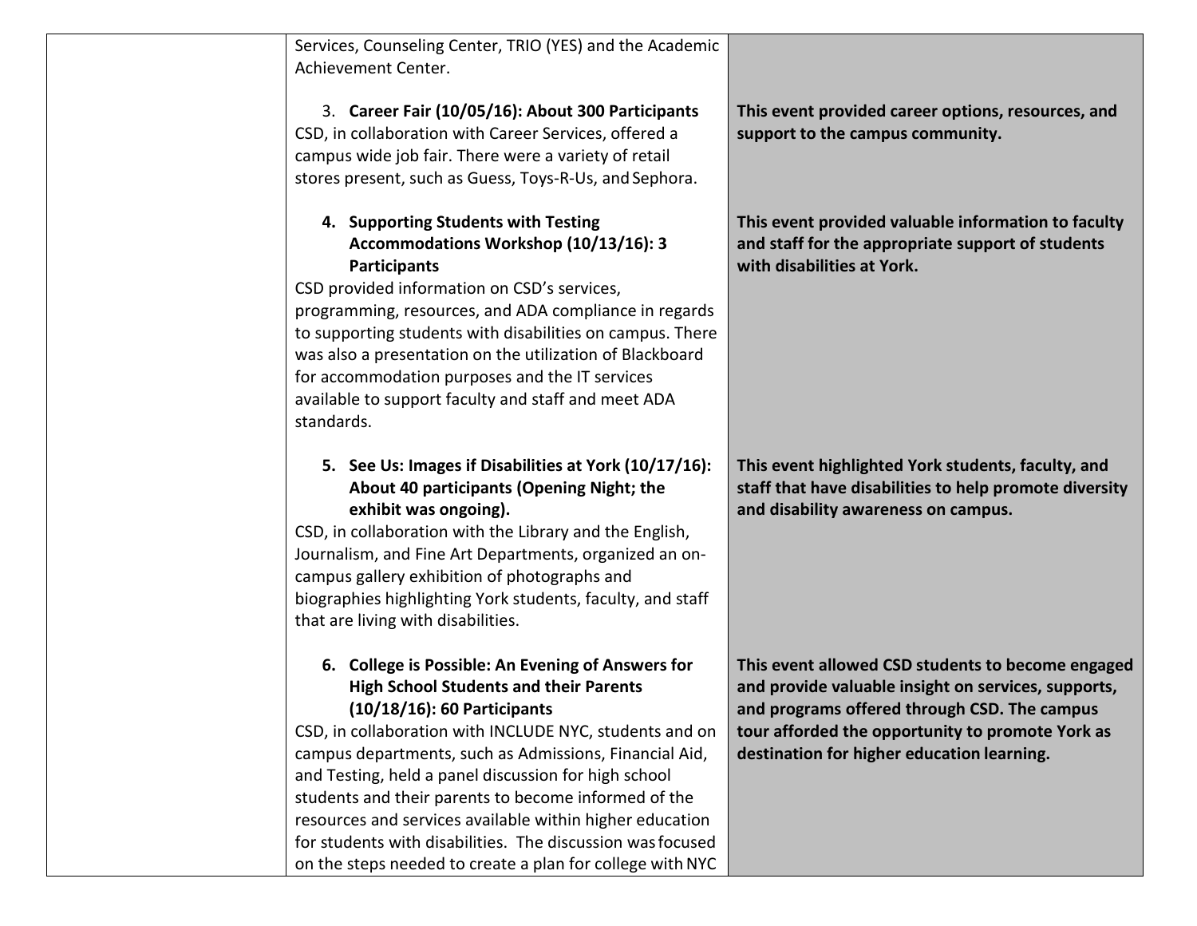| | | |
|---|---|---|
| | Services, Counseling Center, TRIO (YES) and the Academic Achievement Center.<br><br>3. **Career Fair (10/05/16): About 300 Participants**<br>CSD, in collaboration with Career Services, offered a campus wide job fair. There were a variety of retail stores present, such as Guess, Toys-R-Us, and Sephora. | <br><br>**This event provided career options, resources, and support to the campus community.** |
| | 4. **Supporting Students with Testing Accommodations Workshop (10/13/16): 3 Participants**<br>CSD provided information on CSD's services, programming, resources, and ADA compliance in regards to supporting students with disabilities on campus. There was also a presentation on the utilization of Blackboard for accommodation purposes and the IT services available to support faculty and staff and meet ADA standards. | **This event provided valuable information to faculty and staff for the appropriate support of students with disabilities at York.** |
| | 5. **See Us: Images if Disabilities at York (10/17/16): About 40 participants (Opening Night; the exhibit was ongoing).**<br>CSD, in collaboration with the Library and the English, Journalism, and Fine Art Departments, organized an on-campus gallery exhibition of photographs and biographies highlighting York students, faculty, and staff that are living with disabilities. | **This event highlighted York students, faculty, and staff that have disabilities to help promote diversity and disability awareness on campus.** |
| | 6. **College is Possible: An Evening of Answers for High School Students and their Parents (10/18/16): 60 Participants**<br>CSD, in collaboration with INCLUDE NYC, students and on campus departments, such as Admissions, Financial Aid, and Testing, held a panel discussion for high school students and their parents to become informed of the resources and services available within higher education for students with disabilities. The discussion was focused on the steps needed to create a plan for college with NYC | **This event allowed CSD students to become engaged and provide valuable insight on services, supports, and programs offered through CSD. The campus tour afforded the opportunity to promote York as destination for higher education learning.** |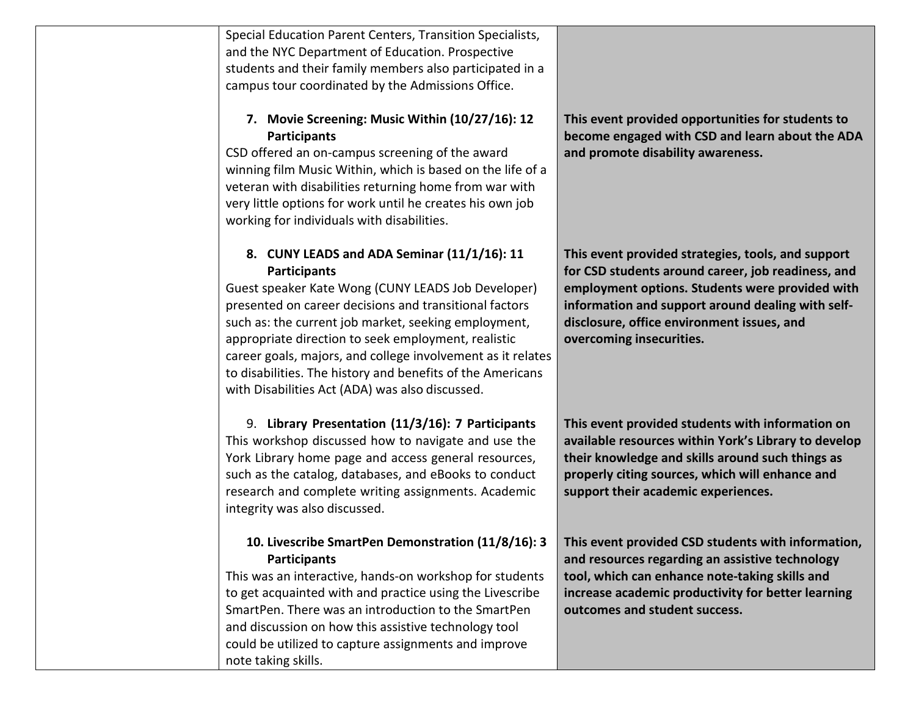| | | |
|---|---|---|
| | Special Education Parent Centers, Transition Specialists, and the NYC Department of Education. Prospective students and their family members also participated in a campus tour coordinated by the Admissions Office. | |
| | **7. Movie Screening: Music Within (10/27/16): 12 Participants**<br>CSD offered an on-campus screening of the award winning film Music Within, which is based on the life of a veteran with disabilities returning home from war with very little options for work until he creates his own job working for individuals with disabilities. | **This event provided opportunities for students to become engaged with CSD and learn about the ADA and promote disability awareness.** |
| | **8. CUNY LEADS and ADA Seminar (11/1/16): 11 Participants**<br>Guest speaker Kate Wong (CUNY LEADS Job Developer) presented on career decisions and transitional factors such as: the current job market, seeking employment, appropriate direction to seek employment, realistic career goals, majors, and college involvement as it relates to disabilities. The history and benefits of the Americans with Disabilities Act (ADA) was also discussed. | **This event provided strategies, tools, and support for CSD students around career, job readiness, and employment options. Students were provided with information and support around dealing with self-disclosure, office environment issues, and overcoming insecurities.** |
| | 9. **Library Presentation (11/3/16): 7 Participants**<br>This workshop discussed how to navigate and use the York Library home page and access general resources, such as the catalog, databases, and eBooks to conduct research and complete writing assignments. Academic integrity was also discussed. | **This event provided students with information on available resources within York's Library to develop their knowledge and skills around such things as properly citing sources, which will enhance and support their academic experiences.** |
| | **10. Livescribe SmartPen Demonstration (11/8/16): 3 Participants**<br>This was an interactive, hands-on workshop for students to get acquainted with and practice using the Livescribe SmartPen. There was an introduction to the SmartPen and discussion on how this assistive technology tool could be utilized to capture assignments and improve note taking skills. | **This event provided CSD students with information, and resources regarding an assistive technology tool, which can enhance note-taking skills and increase academic productivity for better learning outcomes and student success.** |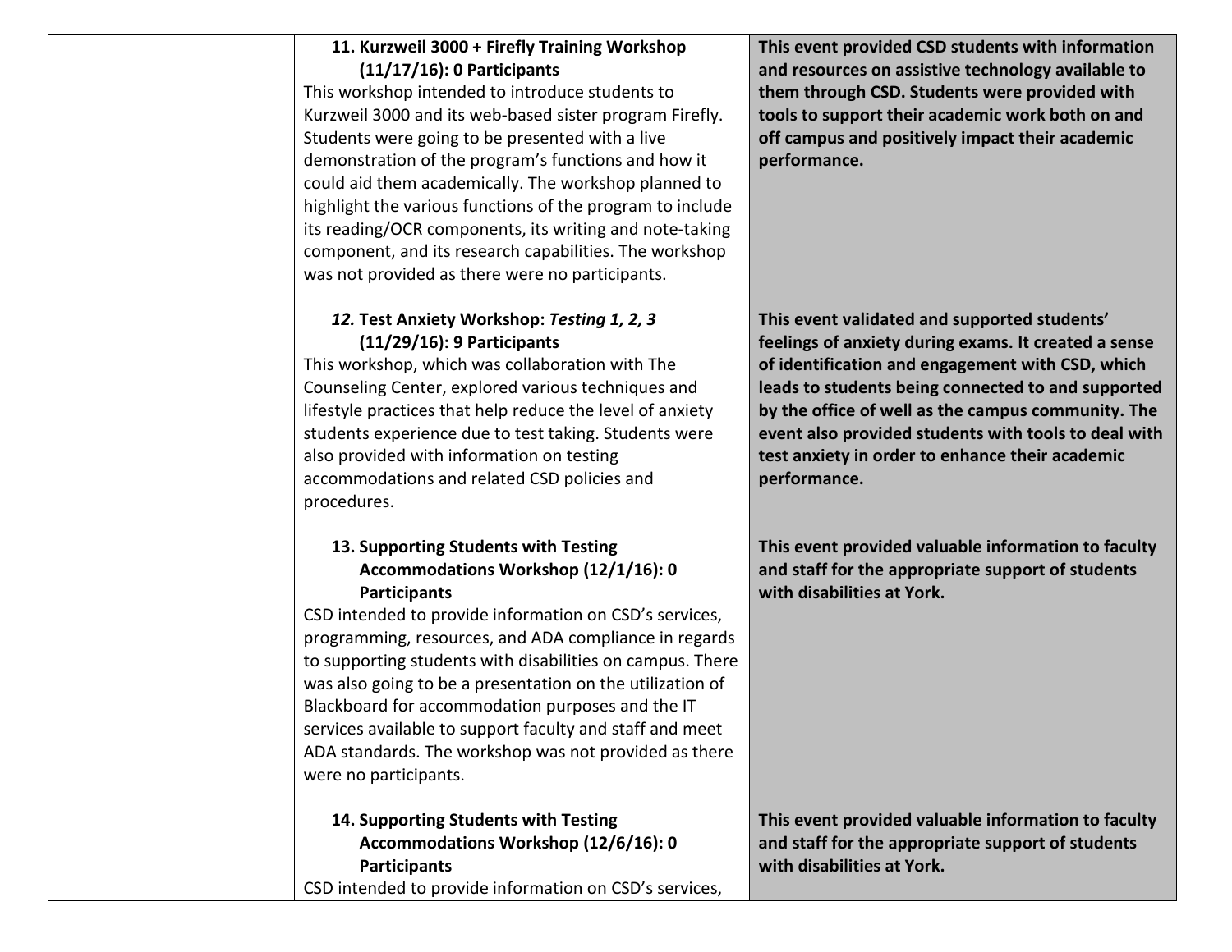| | | |
|---|---|---|
| | **11. Kurzweil 3000 + Firefly Training Workshop (11/17/16): 0 Participants**<br>This workshop intended to introduce students to Kurzweil 3000 and its web-based sister program Firefly. Students were going to be presented with a live demonstration of the program's functions and how it could aid them academically. The workshop planned to highlight the various functions of the program to include its reading/OCR components, its writing and note-taking component, and its research capabilities. The workshop was not provided as there were no participants.<br><br>***12.* Test Anxiety Workshop: *Testing 1, 2, 3* (11/29/16): 9 Participants**<br>This workshop, which was collaboration with The Counseling Center, explored various techniques and lifestyle practices that help reduce the level of anxiety students experience due to test taking. Students were also provided with information on testing accommodations and related CSD policies and procedures.<br><br>**13. Supporting Students with Testing Accommodations Workshop (12/1/16): 0 Participants**<br>CSD intended to provide information on CSD's services, programming, resources, and ADA compliance in regards to supporting students with disabilities on campus. There was also going to be a presentation on the utilization of Blackboard for accommodation purposes and the IT services available to support faculty and staff and meet ADA standards. The workshop was not provided as there were no participants.<br><br>**14. Supporting Students with Testing Accommodations Workshop (12/6/16): 0 Participants**<br>CSD intended to provide information on CSD's services, | **This event provided CSD students with information and resources on assistive technology available to them through CSD. Students were provided with tools to support their academic work both on and off campus and positively impact their academic performance.**<br><br>**This event validated and supported students' feelings of anxiety during exams. It created a sense of identification and engagement with CSD, which leads to students being connected to and supported by the office of well as the campus community. The event also provided students with tools to deal with test anxiety in order to enhance their academic performance.**<br><br>**This event provided valuable information to faculty and staff for the appropriate support of students with disabilities at York.**<br><br>**This event provided valuable information to faculty and staff for the appropriate support of students with disabilities at York.** |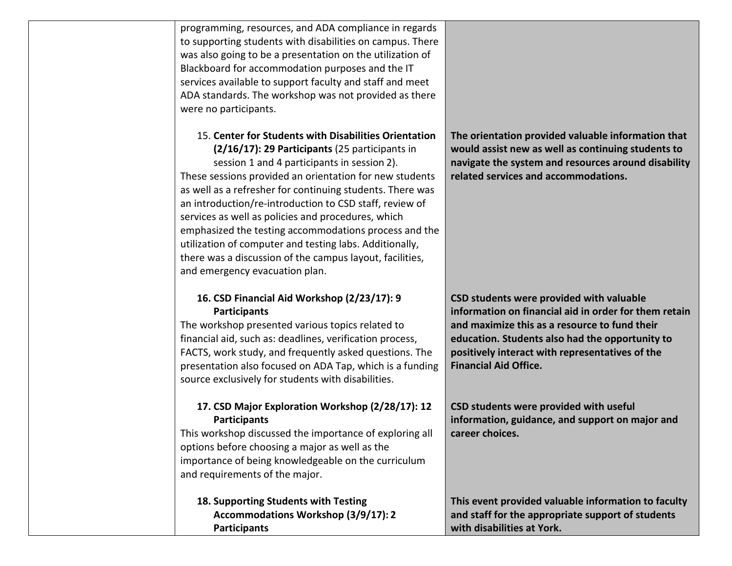| | | |
|---|---|---|
| | programming, resources, and ADA compliance in regards to supporting students with disabilities on campus. There was also going to be a presentation on the utilization of Blackboard for accommodation purposes and the IT services available to support faculty and staff and meet ADA standards. The workshop was not provided as there were no participants. | |
| | 15. **Center for Students with Disabilities Orientation (2/16/17): 29 Participants** (25 participants in session 1 and 4 participants in session 2). These sessions provided an orientation for new students as well as a refresher for continuing students. There was an introduction/re-introduction to CSD staff, review of services as well as policies and procedures, which emphasized the testing accommodations process and the utilization of computer and testing labs. Additionally, there was a discussion of the campus layout, facilities, and emergency evacuation plan. | **The orientation provided valuable information that would assist new as well as continuing students to navigate the system and resources around disability related services and accommodations.** |
| | 16. **CSD Financial Aid Workshop (2/23/17): 9 Participants** The workshop presented various topics related to financial aid, such as: deadlines, verification process, FACTS, work study, and frequently asked questions. The presentation also focused on ADA Tap, which is a funding source exclusively for students with disabilities. | **CSD students were provided with valuable information on financial aid in order for them retain and maximize this as a resource to fund their education. Students also had the opportunity to positively interact with representatives of the Financial Aid Office.** |
| | 17. **CSD Major Exploration Workshop (2/28/17): 12 Participants** This workshop discussed the importance of exploring all options before choosing a major as well as the importance of being knowledgeable on the curriculum and requirements of the major. | **CSD students were provided with useful information, guidance, and support on major and career choices.** |
| | 18. **Supporting Students with Testing Accommodations Workshop (3/9/17): 2 Participants** | **This event provided valuable information to faculty and staff for the appropriate support of students with disabilities at York.** |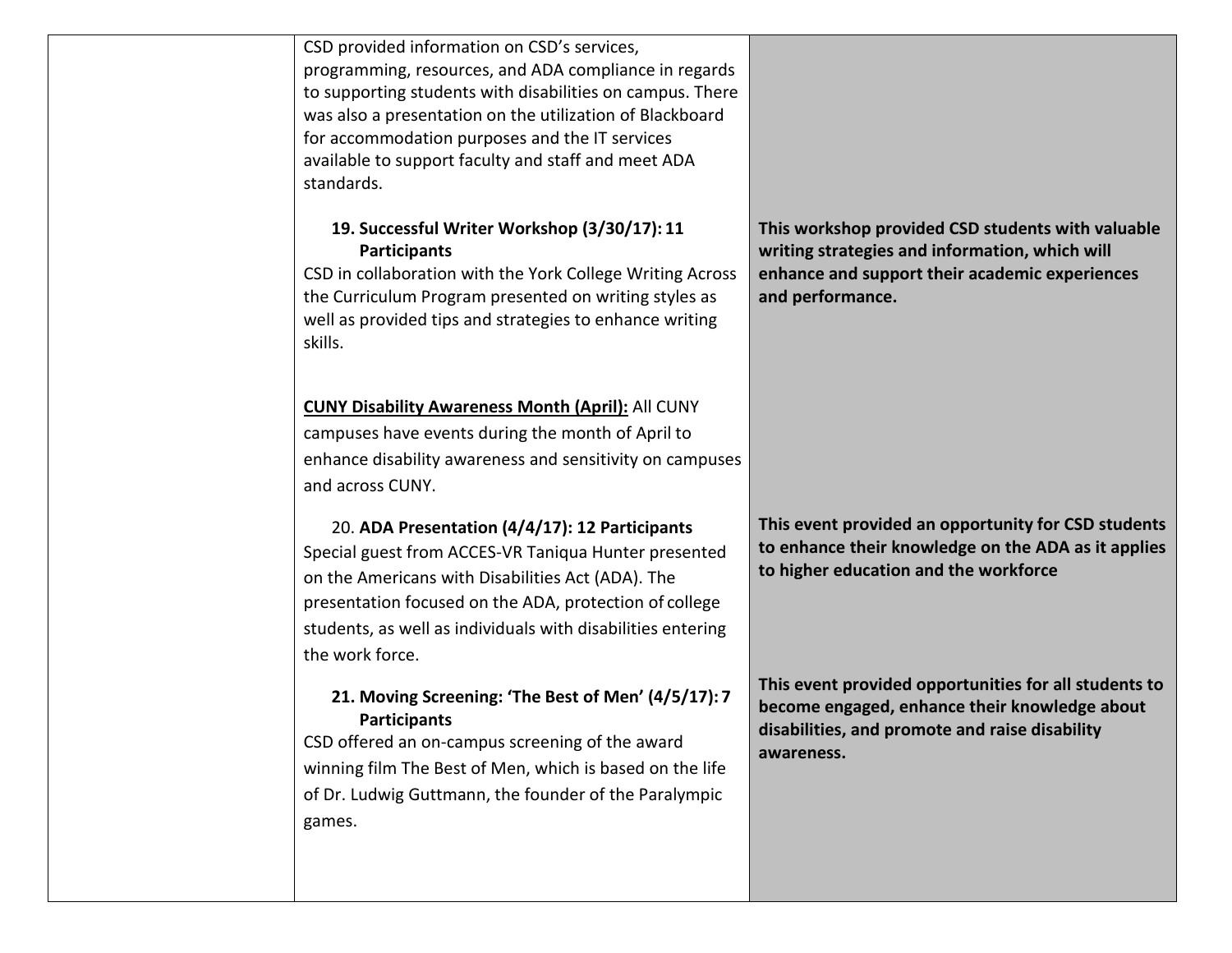| | | |
|---|---|---|
| | CSD provided information on CSD's services, programming, resources, and ADA compliance in regards to supporting students with disabilities on campus. There was also a presentation on the utilization of Blackboard for accommodation purposes and the IT services available to support faculty and staff and meet ADA standards. | |
| | **19. Successful Writer Workshop (3/30/17): 11 Participants**<br>CSD in collaboration with the York College Writing Across the Curriculum Program presented on writing styles as well as provided tips and strategies to enhance writing skills. | **This workshop provided CSD students with valuable writing strategies and information, which will enhance and support their academic experiences and performance.** |
| | **<u>CUNY Disability Awareness Month (April):</u>** All CUNY campuses have events during the month of April to enhance disability awareness and sensitivity on campuses and across CUNY. | |
| | 20. **ADA Presentation (4/4/17): 12 Participants**<br>Special guest from ACCES-VR Taniqua Hunter presented on the Americans with Disabilities Act (ADA). The presentation focused on the ADA, protection of college students, as well as individuals with disabilities entering the work force. | **This event provided an opportunity for CSD students to enhance their knowledge on the ADA as it applies to higher education and the workforce** |
| | **21. Moving Screening: 'The Best of Men' (4/5/17): 7 Participants**<br>CSD offered an on-campus screening of the award winning film The Best of Men, which is based on the life of Dr. Ludwig Guttmann, the founder of the Paralympic games. | **This event provided opportunities for all students to become engaged, enhance their knowledge about disabilities, and promote and raise disability awareness.** |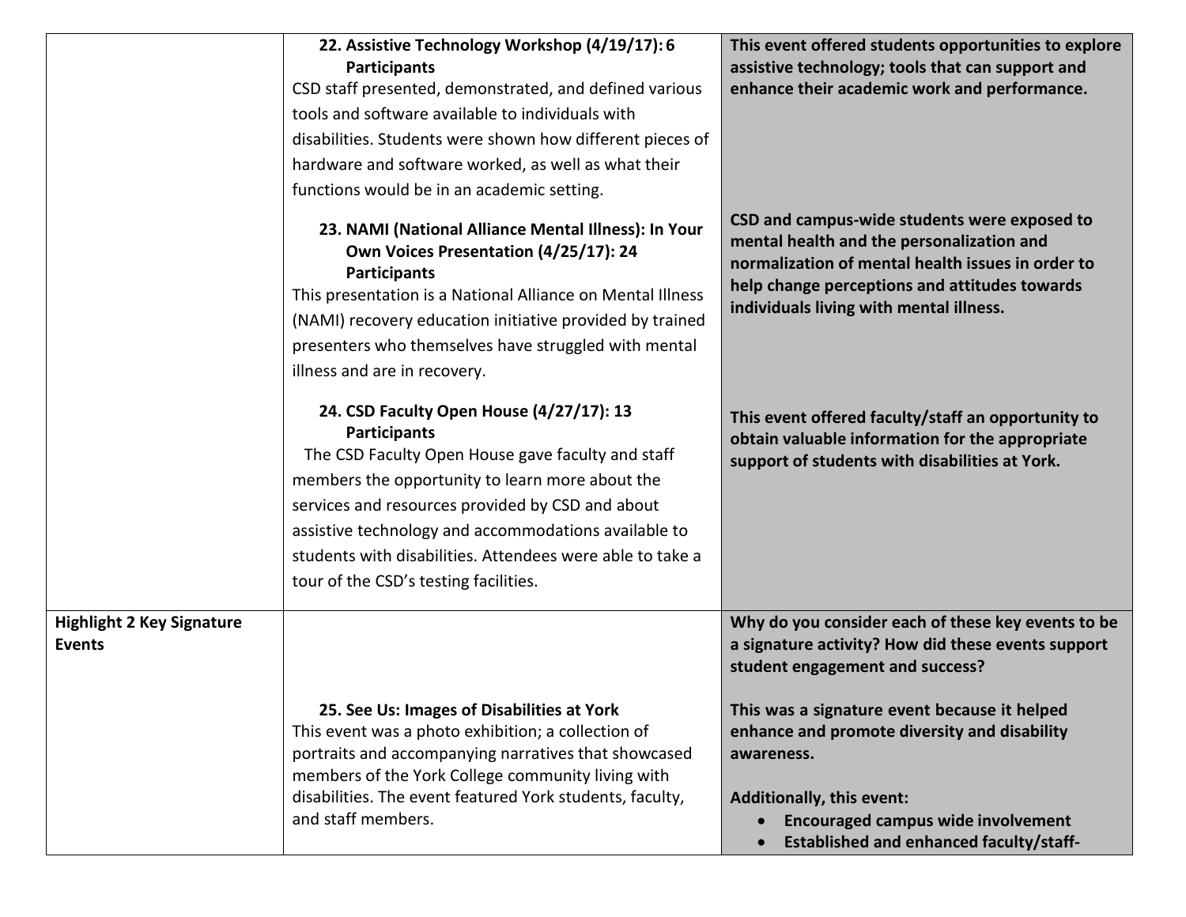| | | |
|---|---|---|
| | **22. Assistive Technology Workshop (4/19/17): 6 Participants**<br>CSD staff presented, demonstrated, and defined various tools and software available to individuals with disabilities. Students were shown how different pieces of hardware and software worked, as well as what their functions would be in an academic setting.<br><br>**23. NAMI (National Alliance Mental Illness): In Your Own Voices Presentation (4/25/17): 24 Participants**<br>This presentation is a National Alliance on Mental Illness (NAMI) recovery education initiative provided by trained presenters who themselves have struggled with mental illness and are in recovery.<br><br>**24. CSD Faculty Open House (4/27/17): 13 Participants**<br>The CSD Faculty Open House gave faculty and staff members the opportunity to learn more about the services and resources provided by CSD and about assistive technology and accommodations available to students with disabilities. Attendees were able to take a tour of the CSD's testing facilities. | **This event offered students opportunities to explore assistive technology; tools that can support and enhance their academic work and performance.**<br><br>**CSD and campus-wide students were exposed to mental health and the personalization and normalization of mental health issues in order to help change perceptions and attitudes towards individuals living with mental illness.**<br><br>**This event offered faculty/staff an opportunity to obtain valuable information for the appropriate support of students with disabilities at York.** |
| **Highlight 2 Key Signature Events** | **25. See Us: Images of Disabilities at York**<br>This event was a photo exhibition; a collection of portraits and accompanying narratives that showcased members of the York College community living with disabilities. The event featured York students, faculty, and staff members. | **Why do you consider each of these key events to be a signature activity? How did these events support student engagement and success?**<br><br>**This was a signature event because it helped enhance and promote diversity and disability awareness.**<br><br>**Additionally, this event:**<br>• **Encouraged campus wide involvement**<br>• **Established and enhanced faculty/staff-** |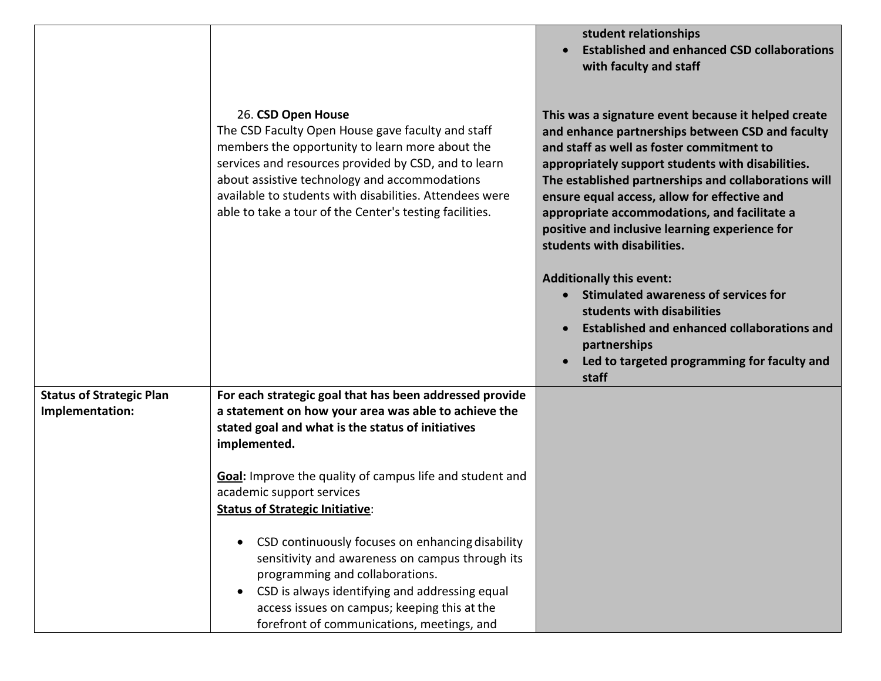| | | |
|---|---|---|
| | **26. CSD Open House**<br>The CSD Faculty Open House gave faculty and staff members the opportunity to learn more about the services and resources provided by CSD, and to learn about assistive technology and accommodations available to students with disabilities. Attendees were able to take a tour of the Center's testing facilities. | **student relationships**<br>• **Established and enhanced CSD collaborations with faculty and staff**<br><br>**This was a signature event because it helped create and enhance partnerships between CSD and faculty and staff as well as foster commitment to appropriately support students with disabilities. The established partnerships and collaborations will ensure equal access, allow for effective and appropriate accommodations, and facilitate a positive and inclusive learning experience for students with disabilities.**<br><br>**Additionally this event:**<br>• **Stimulated awareness of services for students with disabilities**<br>• **Established and enhanced collaborations and partnerships**<br>• **Led to targeted programming for faculty and staff** |
| **Status of Strategic Plan Implementation:** | **For each strategic goal that has been addressed provide a statement on how your area was able to achieve the stated goal and what is the status of initiatives implemented.**<br><br>**<u>Goal</u>:** Improve the quality of campus life and student and academic support services<br>**<u>Status of Strategic Initiative</u>**:<br><br>• CSD continuously focuses on enhancing disability sensitivity and awareness on campus through its programming and collaborations.<br>• CSD is always identifying and addressing equal access issues on campus; keeping this at the forefront of communications, meetings, and | |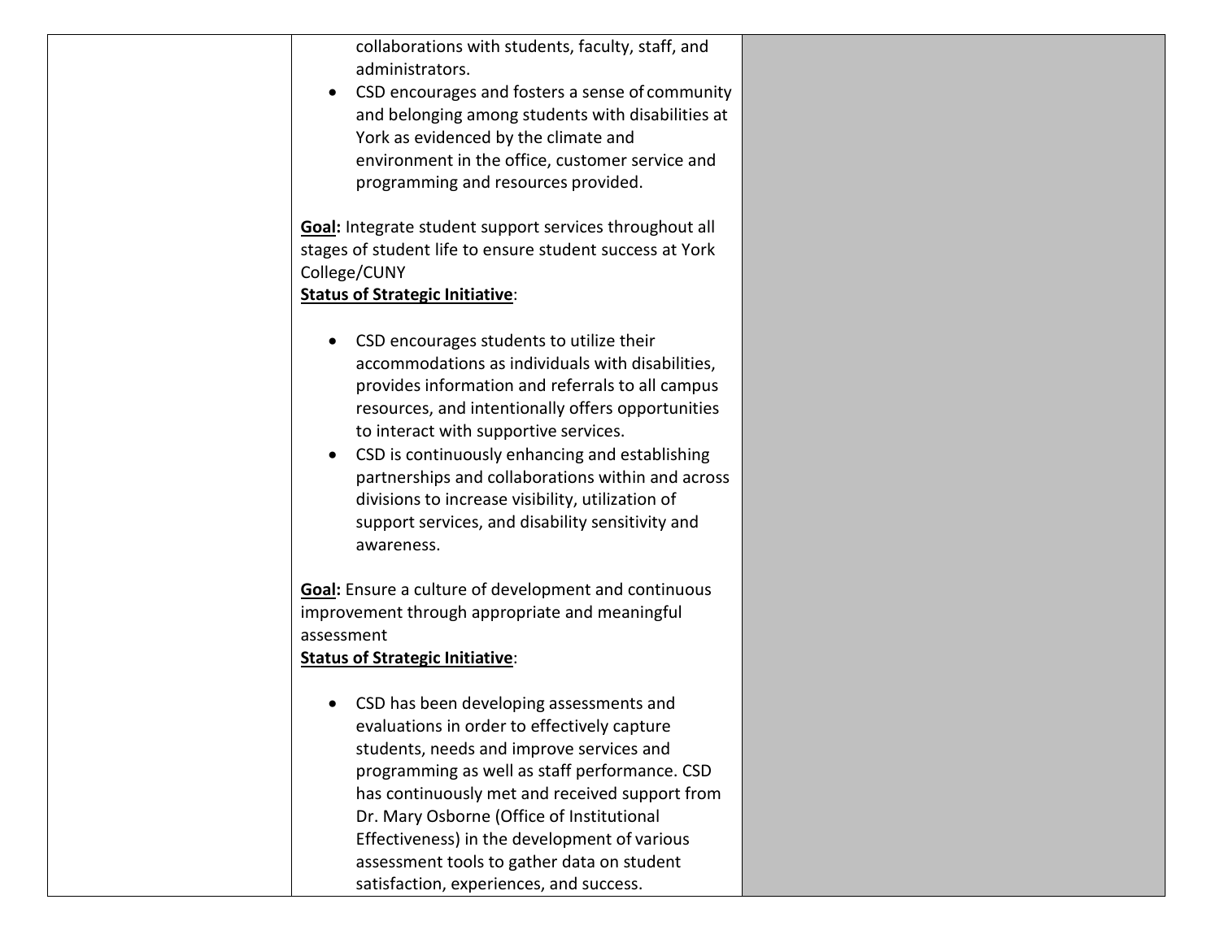| | | |
|---|---|---|
| | collaborations with students, faculty, staff, and administrators.<br>• CSD encourages and fosters a sense of community and belonging among students with disabilities at York as evidenced by the climate and environment in the office, customer service and programming and resources provided.<br><br>**Goal:** Integrate student support services throughout all stages of student life to ensure student success at York College/CUNY<br>**Status of Strategic Initiative**:<br><br>• CSD encourages students to utilize their accommodations as individuals with disabilities, provides information and referrals to all campus resources, and intentionally offers opportunities to interact with supportive services.<br>• CSD is continuously enhancing and establishing partnerships and collaborations within and across divisions to increase visibility, utilization of support services, and disability sensitivity and awareness.<br><br>**Goal:** Ensure a culture of development and continuous improvement through appropriate and meaningful assessment<br>**Status of Strategic Initiative**:<br><br>• CSD has been developing assessments and evaluations in order to effectively capture students, needs and improve services and programming as well as staff performance. CSD has continuously met and received support from Dr. Mary Osborne (Office of Institutional Effectiveness) in the development of various assessment tools to gather data on student satisfaction, experiences, and success. | |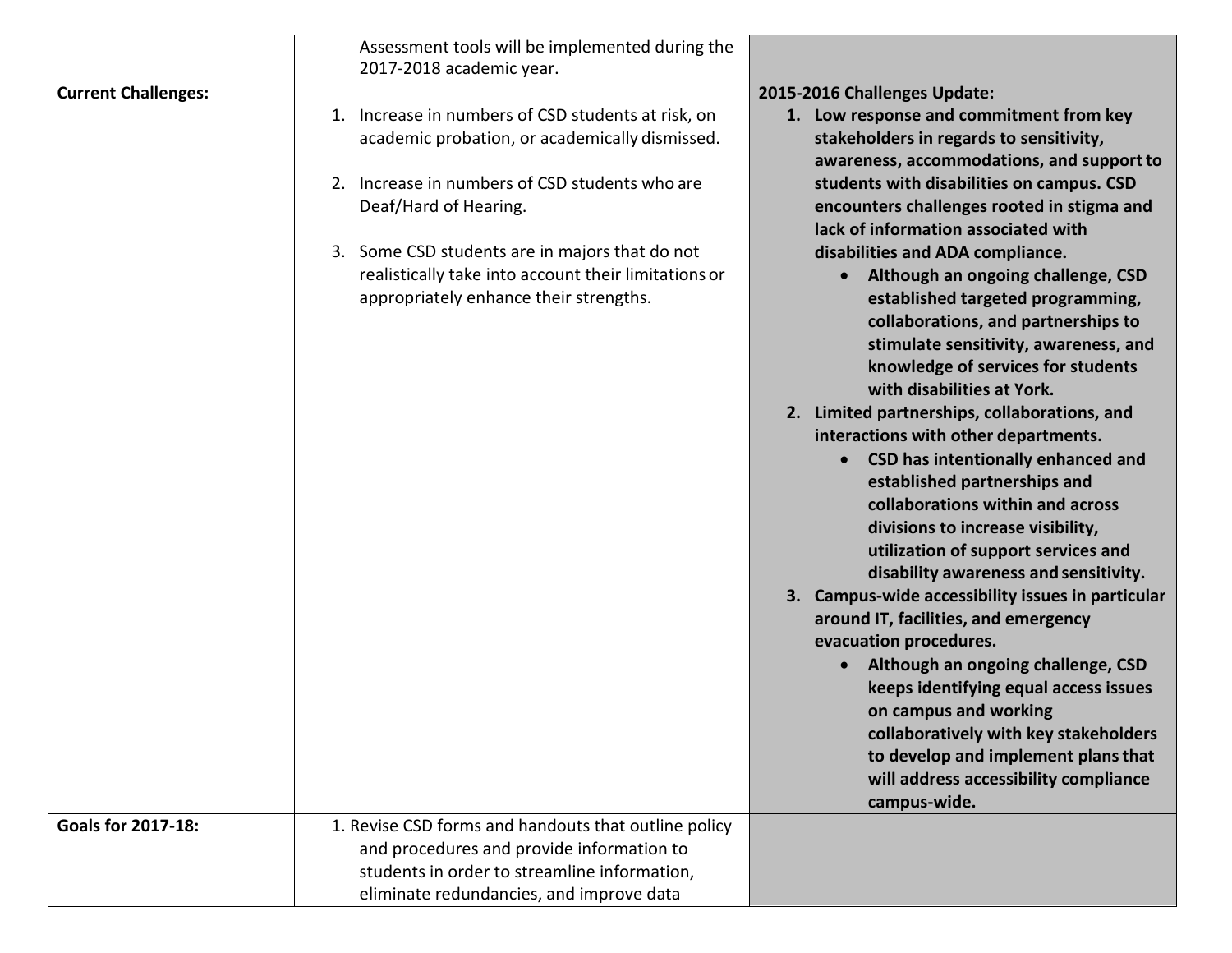| | | |
|---|---|---|
| | Assessment tools will be implemented during the 2017-2018 academic year. | |
| **Current Challenges:** | 1. Increase in numbers of CSD students at risk, on academic probation, or academically dismissed.<br><br>2. Increase in numbers of CSD students who are Deaf/Hard of Hearing.<br><br>3. Some CSD students are in majors that do not realistically take into account their limitations or appropriately enhance their strengths. | **2015-2016 Challenges Update:**<br>**1. Low response and commitment from key stakeholders in regards to sensitivity, awareness, accommodations, and support to students with disabilities on campus. CSD encounters challenges rooted in stigma and lack of information associated with disabilities and ADA compliance.**<br>• **Although an ongoing challenge, CSD established targeted programming, collaborations, and partnerships to stimulate sensitivity, awareness, and knowledge of services for students with disabilities at York.**<br>**2. Limited partnerships, collaborations, and interactions with other departments.**<br>• **CSD has intentionally enhanced and established partnerships and collaborations within and across divisions to increase visibility, utilization of support services and disability awareness and sensitivity.**<br>**3. Campus-wide accessibility issues in particular around IT, facilities, and emergency evacuation procedures.**<br>• **Although an ongoing challenge, CSD keeps identifying equal access issues on campus and working collaboratively with key stakeholders to develop and implement plans that will address accessibility compliance campus-wide.** |
| **Goals for 2017-18:** | 1. Revise CSD forms and handouts that outline policy and procedures and provide information to students in order to streamline information, eliminate redundancies, and improve data | |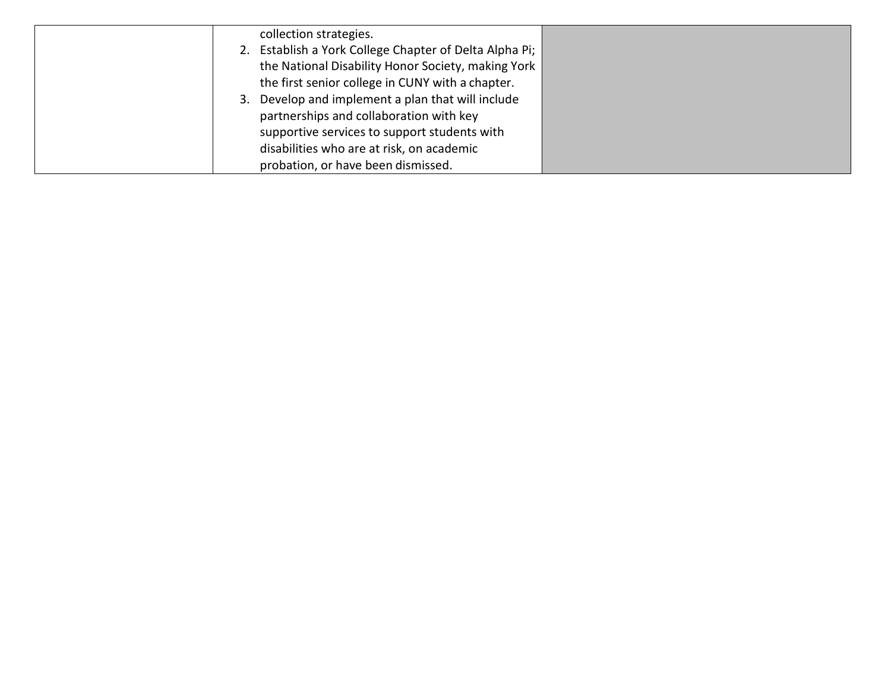| | | |
|---|---|---|
| | collection strategies.<br>2. Establish a York College Chapter of Delta Alpha Pi; the National Disability Honor Society, making York the first senior college in CUNY with a chapter.<br>3. Develop and implement a plan that will include partnerships and collaboration with key supportive services to support students with disabilities who are at risk, on academic probation, or have been dismissed. | |